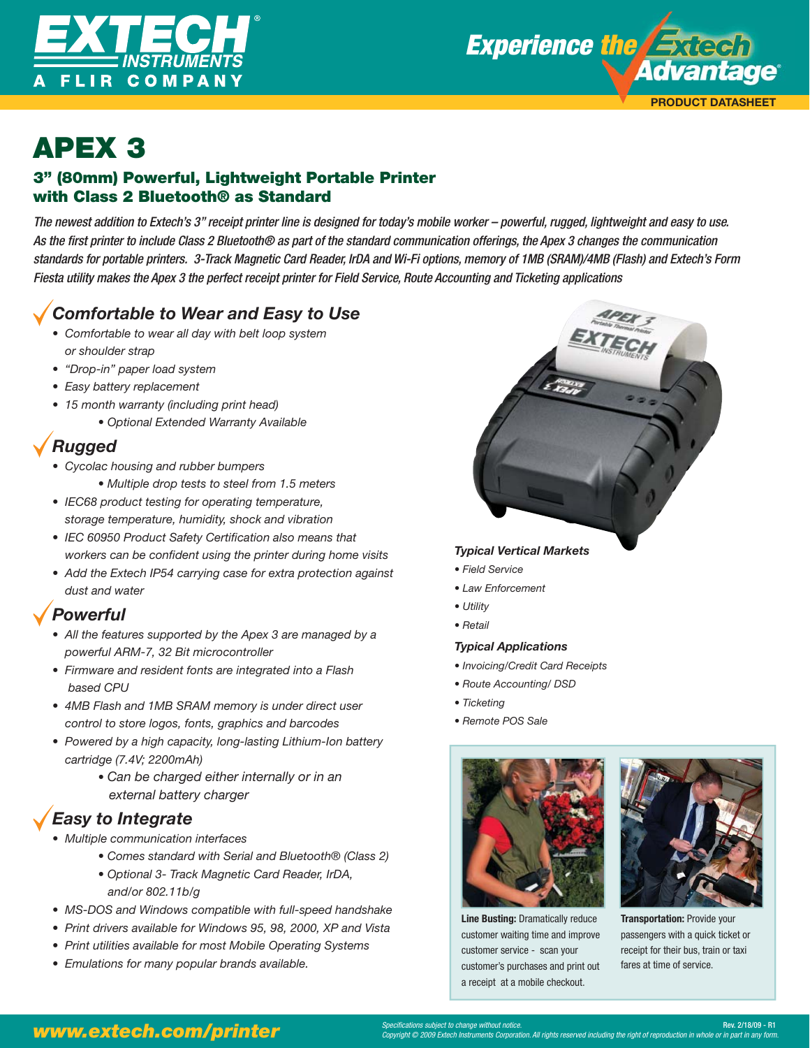# APEX 3

## 3" (80mm) Powerful, Lightweight Portable Printer with Class 2 Bluetooth® as Standard

*The newest addition to Extech's 3" receipt printer line is designed for today's mobile worker – powerful, rugged, lightweight and easy to use. As the first printer to include Class 2 Bluetooth® as part of the standard communication offerings, the Apex 3 changes the communication standards for portable printers. 3-Track Magnetic Card Reader, IrDA and Wi-Fi options, memory of 1MB (SRAM)/4MB (Flash) and Extech's Form Fiesta utility makes the Apex 3 the perfect receipt printer for Field Service, Route Accounting and Ticketing applications*

### Comfortable to Wear and Easy to Use

- Comfortable to wear all day with belt loop system or shoulder strap
- "Drop-in" paper load system
- Easy battery replacement
- 15 month warranty (including print head)
  - Optional Extended Warranty Available

### Rugged

- Cycolac housing and rubber bumpers
  - Multiple drop tests to steel from 1.5 meters
- IEC68 product testing for operating temperature, storage temperature, humidity, shock and vibration
- IEC 60950 Product Safety Certification also means that workers can be confident using the printer during home visits
- Add the Extech IP54 carrying case for extra protection against dust and water

### Powerful

- All the features supported by the Apex 3 are managed by a powerful ARM-7, 32 Bit microcontroller
- Firmware and resident fonts are integrated into a Flash based CPU
- 4MB Flash and 1MB SRAM memory is under direct user control to store logos, fonts, graphics and barcodes
- Powered by a high capacity, long-lasting Lithium-Ion battery cartridge (7.4V; 2200mAh)
  - Can be charged either internally or in an external battery charger

### Easy to Integrate

- Multiple communication interfaces
  - Comes standard with Serial and Bluetooth® (Class 2)
  - Optional 3- Track Magnetic Card Reader, IrDA, and/or 802.11b/g
- MS-DOS and Windows compatible with full-speed handshake
- Print drivers available for Windows 95, 98, 2000, XP and Vista
- Print utilities available for most Mobile Operating Systems
- Emulations for many popular brands available.

#### Typical Vertical Markets

- Field Service
- Law Enforcement
- Utility
- Retail

#### Typical Applications

- Invoicing/Credit Card Receipts
- Route Accounting/ DSD
- Ticketing
- Remote POS Sale

**Line Busting:** Dramatically reduce customer waiting time and improve customer service - scan your customer's purchases and print out a receipt at a mobile checkout.

**Transportation:** Provide your passengers with a quick ticket or receipt for their bus, train or taxi fares at time of service.

www.extech.com/printer

Specifications subject to change without notice.
Copyright © 2009 Extech Instruments Corporation. All rights reserved including the right of reproduction in whole or in part in any form.

Rev. 2/18/09 - R1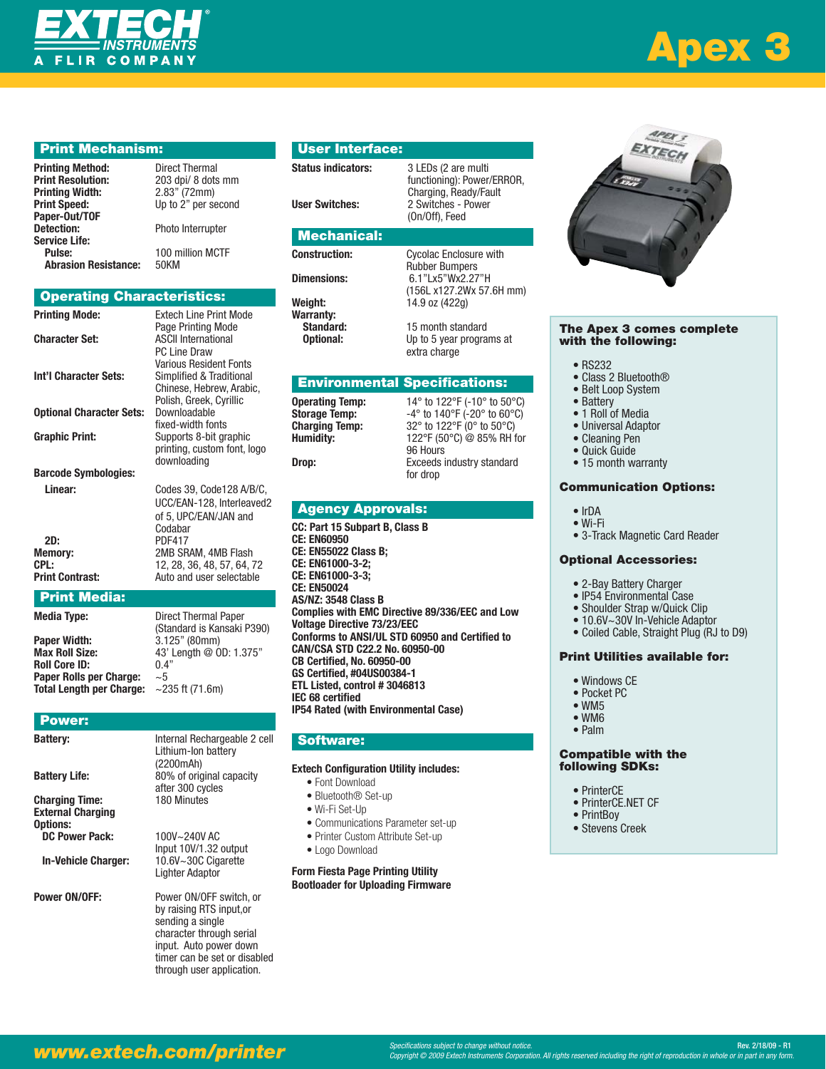# Apex 3

## Print Mechanism:

| | |
|---|---|
| **Printing Method:** | Direct Thermal |
| **Print Resolution:** | 203 dpi/ 8 dots mm |
| **Printing Width:** | 2.83" (72mm) |
| **Print Speed:** | Up to 2" per second |
| **Paper-Out/TOF Detection:** | Photo Interrupter |
| **Service Life:** | |
| **Pulse:** | 100 million MCTF |
| **Abrasion Resistance:** | 50KM |

## Operating Characteristics:

| | |
|---|---|
| **Printing Mode:** | Extech Line Print Mode<br>Page Printing Mode |
| **Character Set:** | ASCII International<br>PC Line Draw<br>Various Resident Fonts |
| **Int'l Character Sets:** | Simplified & Traditional Chinese, Hebrew, Arabic, Polish, Greek, Cyrillic |
| **Optional Character Sets:** | Downloadable fixed-width fonts |
| **Graphic Print:** | Supports 8-bit graphic printing, custom font, logo downloading |
| **Barcode Symbologies:** | |
| **Linear:** | Codes 39, Code128 A/B/C, UCC/EAN-128, Interleaved2 of 5, UPC/EAN/JAN and Codabar |
| **2D:** | PDF417 |
| **Memory:** | 2MB SRAM, 4MB Flash |
| **CPL:** | 12, 28, 36, 48, 57, 64, 72 |
| **Print Contrast:** | Auto and user selectable |

## Print Media:

| | |
|---|---|
| **Media Type:** | Direct Thermal Paper (Standard is Kansaki P390) |
| **Paper Width:** | 3.125" (80mm) |
| **Max Roll Size:** | 43' Length @ OD: 1.375" |
| **Roll Core ID:** | 0.4" |
| **Paper Rolls per Charge:** | ~5 |
| **Total Length per Charge:** | ~235 ft (71.6m) |

## Power:

| | |
|---|---|
| **Battery:** | Internal Rechargeable 2 cell Lithium-Ion battery (2200mAh) |
| **Battery Life:** | 80% of original capacity after 300 cycles |
| **Charging Time:** | 180 Minutes |
| **External Charging Options:** | |
| **DC Power Pack:** | 100V~240V AC Input 10V/1.32 output |
| **In-Vehicle Charger:** | 10.6V~30C Cigarette Lighter Adaptor |
| **Power ON/OFF:** | Power ON/OFF switch, or by raising RTS input,or sending a single character through serial input. Auto power down timer can be set or disabled through user application. |

## User Interface:

| | |
|---|---|
| **Status indicators:** | 3 LEDs (2 are multi functioning): Power/ERROR, Charging, Ready/Fault |
| **User Switches:** | 2 Switches - Power (On/Off), Feed |

## Mechanical:

| | |
|---|---|
| **Construction:** | Cycolac Enclosure with Rubber Bumpers |
| **Dimensions:** | 6.1"Lx5"Wx2.27"H (156L x127.2Wx 57.6H mm) |
| **Weight:** | 14.9 oz (422g) |
| **Warranty:** | |
| **Standard:** | 15 month standard |
| **Optional:** | Up to 5 year programs at extra charge |

## Environmental Specifications:

| | |
|---|---|
| **Operating Temp:** | 14° to 122°F (-10° to 50°C) |
| **Storage Temp:** | -4° to 140°F (-20° to 60°C) |
| **Charging Temp:** | 32° to 122°F (0° to 50°C) |
| **Humidity:** | 122°F (50°C) @ 85% RH for 96 Hours |
| **Drop:** | Exceeds industry standard for drop |

## Agency Approvals:

**CC: Part 15 Subpart B, Class B**
**CE: EN60950**
**CE: EN55022 Class B;**
**CE: EN61000-3-2;**
**CE: EN61000-3-3;**
**CE: EN50024**
**AS/NZ: 3548 Class B**
**Complies with EMC Directive 89/336/EEC and Low Voltage Directive 73/23/EEC**
**Conforms to ANSI/UL STD 60950 and Certified to CAN/CSA STD C22.2 No. 60950-00**
**CB Certified, No. 60950-00**
**GS Certified, #04US00384-1**
**ETL Listed, control # 3046813**
**IEC 68 certified**
**IP54 Rated (with Environmental Case)**

## Software:

**Extech Configuration Utility includes:**

- Font Download
- Bluetooth® Set-up
- Wi-Fi Set-Up
- Communications Parameter set-up
- Printer Custom Attribute Set-up
- Logo Download

**Form Fiesta Page Printing Utility**
**Bootloader for Uploading Firmware**

### The Apex 3 comes complete with the following:

- RS232
- Class 2 Bluetooth®
- Belt Loop System
- Battery
- 1 Roll of Media
- Universal Adaptor
- Cleaning Pen
- Quick Guide
- 15 month warranty

### Communication Options:

- IrDA
- Wi-Fi
- 3-Track Magnetic Card Reader

### Optional Accessories:

- 2-Bay Battery Charger
- IP54 Environmental Case
- Shoulder Strap w/Quick Clip
- 10.6V~30V In-Vehicle Adaptor
- Coiled Cable, Straight Plug (RJ to D9)

### Print Utilities available for:

- Windows CE
- Pocket PC
- WM5
- WM6
- Palm

### Compatible with the following SDKs:

- PrinterCE
- PrinterCE.NET CF
- PrintBoy
- Stevens Creek

**www.extech.com/printer**

*Specifications subject to change without notice.*
*Copyright © 2009 Extech Instruments Corporation. All rights reserved including the right of reproduction in whole or in part in any form.*

Rev. 2/18/09 - R1